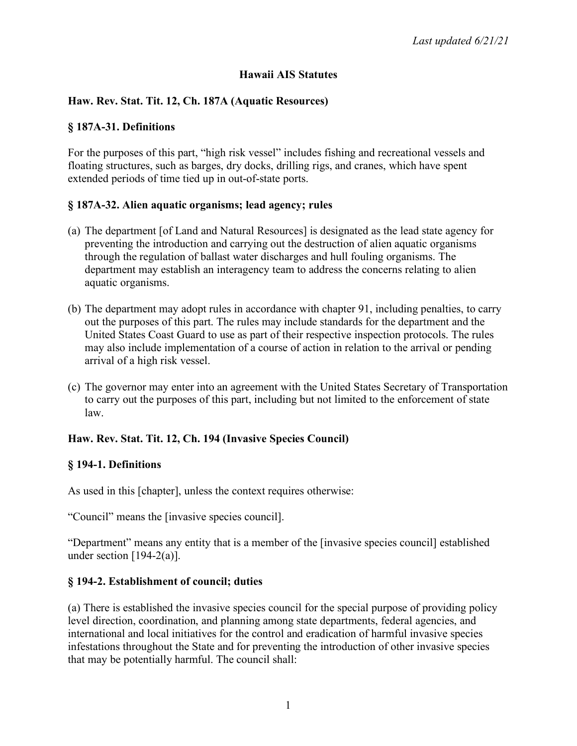*Last updated 6/21/21*

# Hawaii AIS Statutes

## Haw. Rev. Stat. Tit. 12, Ch. 187A (Aquatic Resources)

### § 187A-31. Definitions

For the purposes of this part, "high risk vessel" includes fishing and recreational vessels and floating structures, such as barges, dry docks, drilling rigs, and cranes, which have spent extended periods of time tied up in out-of-state ports.

### § 187A-32. Alien aquatic organisms; lead agency; rules

(a) The department [of Land and Natural Resources] is designated as the lead state agency for preventing the introduction and carrying out the destruction of alien aquatic organisms through the regulation of ballast water discharges and hull fouling organisms. The department may establish an interagency team to address the concerns relating to alien aquatic organisms.

(b) The department may adopt rules in accordance with chapter 91, including penalties, to carry out the purposes of this part. The rules may include standards for the department and the United States Coast Guard to use as part of their respective inspection protocols. The rules may also include implementation of a course of action in relation to the arrival or pending arrival of a high risk vessel.

(c) The governor may enter into an agreement with the United States Secretary of Transportation to carry out the purposes of this part, including but not limited to the enforcement of state law.

## Haw. Rev. Stat. Tit. 12, Ch. 194 (Invasive Species Council)

### § 194-1. Definitions

As used in this [chapter], unless the context requires otherwise:

"Council" means the [invasive species council].

"Department" means any entity that is a member of the [invasive species council] established under section [194-2(a)].

### § 194-2. Establishment of council; duties

(a) There is established the invasive species council for the special purpose of providing policy level direction, coordination, and planning among state departments, federal agencies, and international and local initiatives for the control and eradication of harmful invasive species infestations throughout the State and for preventing the introduction of other invasive species that may be potentially harmful. The council shall: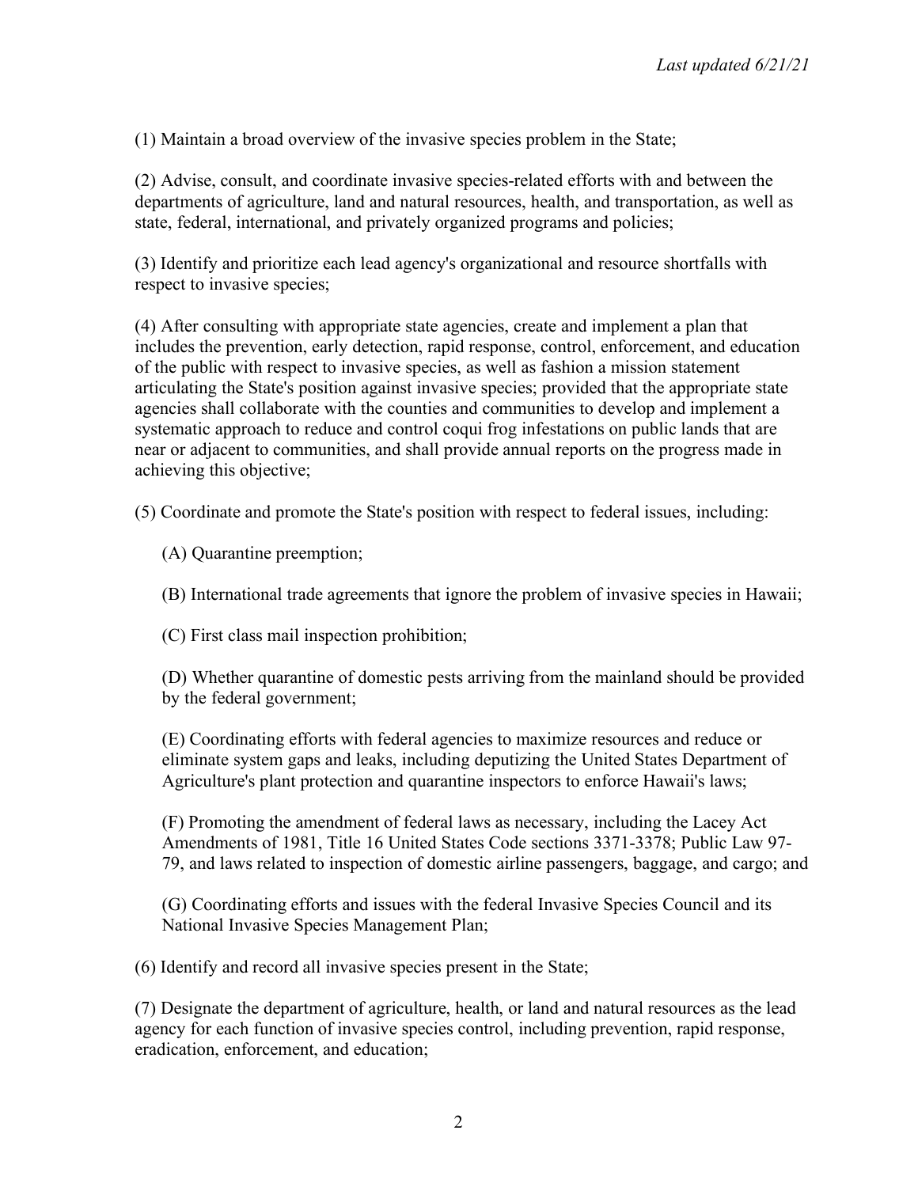(1) Maintain a broad overview of the invasive species problem in the State;

(2) Advise, consult, and coordinate invasive species-related efforts with and between the departments of agriculture, land and natural resources, health, and transportation, as well as state, federal, international, and privately organized programs and policies;

(3) Identify and prioritize each lead agency's organizational and resource shortfalls with respect to invasive species;

(4) After consulting with appropriate state agencies, create and implement a plan that includes the prevention, early detection, rapid response, control, enforcement, and education of the public with respect to invasive species, as well as fashion a mission statement articulating the State's position against invasive species; provided that the appropriate state agencies shall collaborate with the counties and communities to develop and implement a systematic approach to reduce and control coqui frog infestations on public lands that are near or adjacent to communities, and shall provide annual reports on the progress made in achieving this objective;

(5) Coordinate and promote the State's position with respect to federal issues, including:

(A) Quarantine preemption;

(B) International trade agreements that ignore the problem of invasive species in Hawaii;

(C) First class mail inspection prohibition;

(D) Whether quarantine of domestic pests arriving from the mainland should be provided by the federal government;

(E) Coordinating efforts with federal agencies to maximize resources and reduce or eliminate system gaps and leaks, including deputizing the United States Department of Agriculture's plant protection and quarantine inspectors to enforce Hawaii's laws;

(F) Promoting the amendment of federal laws as necessary, including the Lacey Act Amendments of 1981, Title 16 United States Code sections 3371-3378; Public Law 97-79, and laws related to inspection of domestic airline passengers, baggage, and cargo; and

(G) Coordinating efforts and issues with the federal Invasive Species Council and its National Invasive Species Management Plan;

(6) Identify and record all invasive species present in the State;

(7) Designate the department of agriculture, health, or land and natural resources as the lead agency for each function of invasive species control, including prevention, rapid response, eradication, enforcement, and education;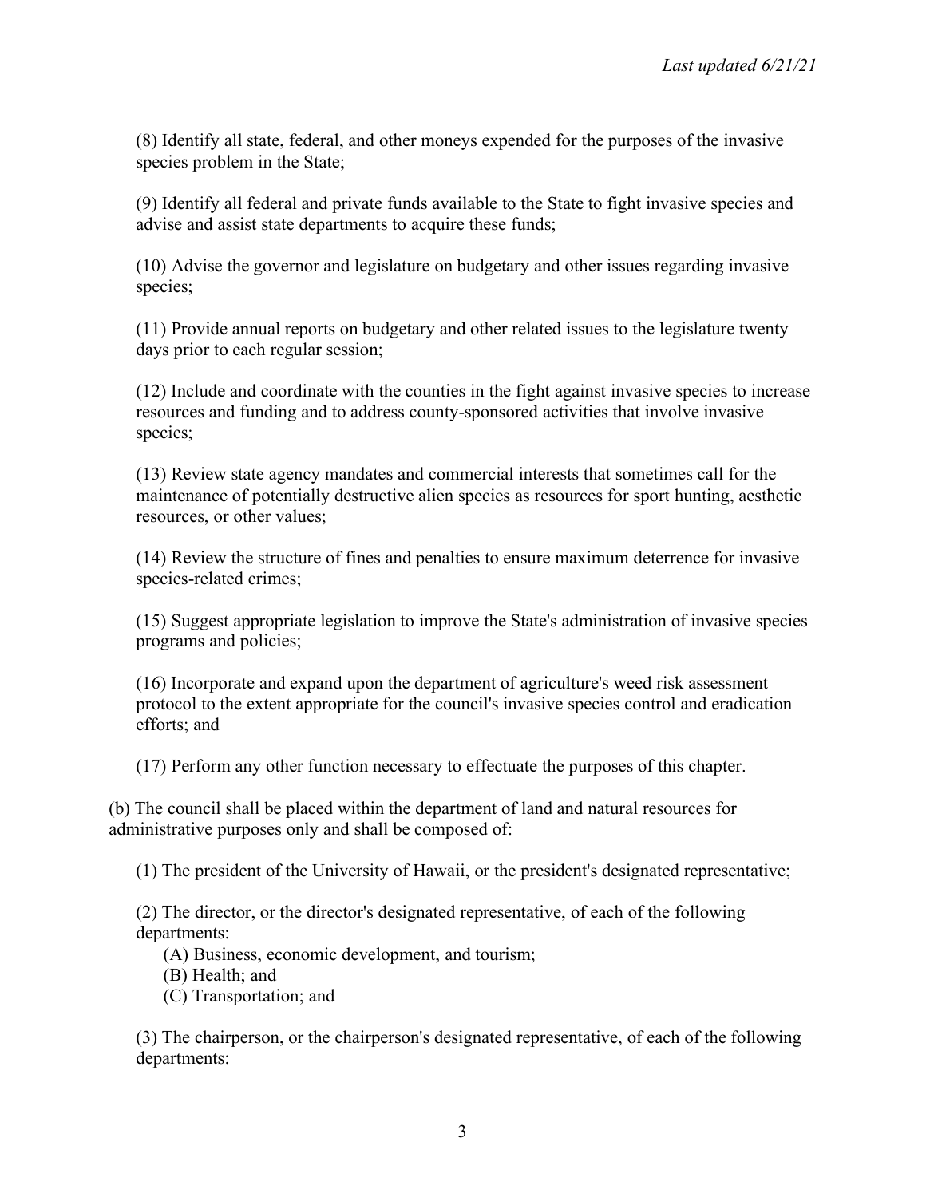(8) Identify all state, federal, and other moneys expended for the purposes of the invasive species problem in the State;

(9) Identify all federal and private funds available to the State to fight invasive species and advise and assist state departments to acquire these funds;

(10) Advise the governor and legislature on budgetary and other issues regarding invasive species;

(11) Provide annual reports on budgetary and other related issues to the legislature twenty days prior to each regular session;

(12) Include and coordinate with the counties in the fight against invasive species to increase resources and funding and to address county-sponsored activities that involve invasive species;

(13) Review state agency mandates and commercial interests that sometimes call for the maintenance of potentially destructive alien species as resources for sport hunting, aesthetic resources, or other values;

(14) Review the structure of fines and penalties to ensure maximum deterrence for invasive species-related crimes;

(15) Suggest appropriate legislation to improve the State's administration of invasive species programs and policies;

(16) Incorporate and expand upon the department of agriculture's weed risk assessment protocol to the extent appropriate for the council's invasive species control and eradication efforts; and

(17) Perform any other function necessary to effectuate the purposes of this chapter.

(b) The council shall be placed within the department of land and natural resources for administrative purposes only and shall be composed of:

(1) The president of the University of Hawaii, or the president's designated representative;

(2) The director, or the director's designated representative, of each of the following departments:

(A) Business, economic development, and tourism;
(B) Health; and
(C) Transportation; and

(3) The chairperson, or the chairperson's designated representative, of each of the following departments: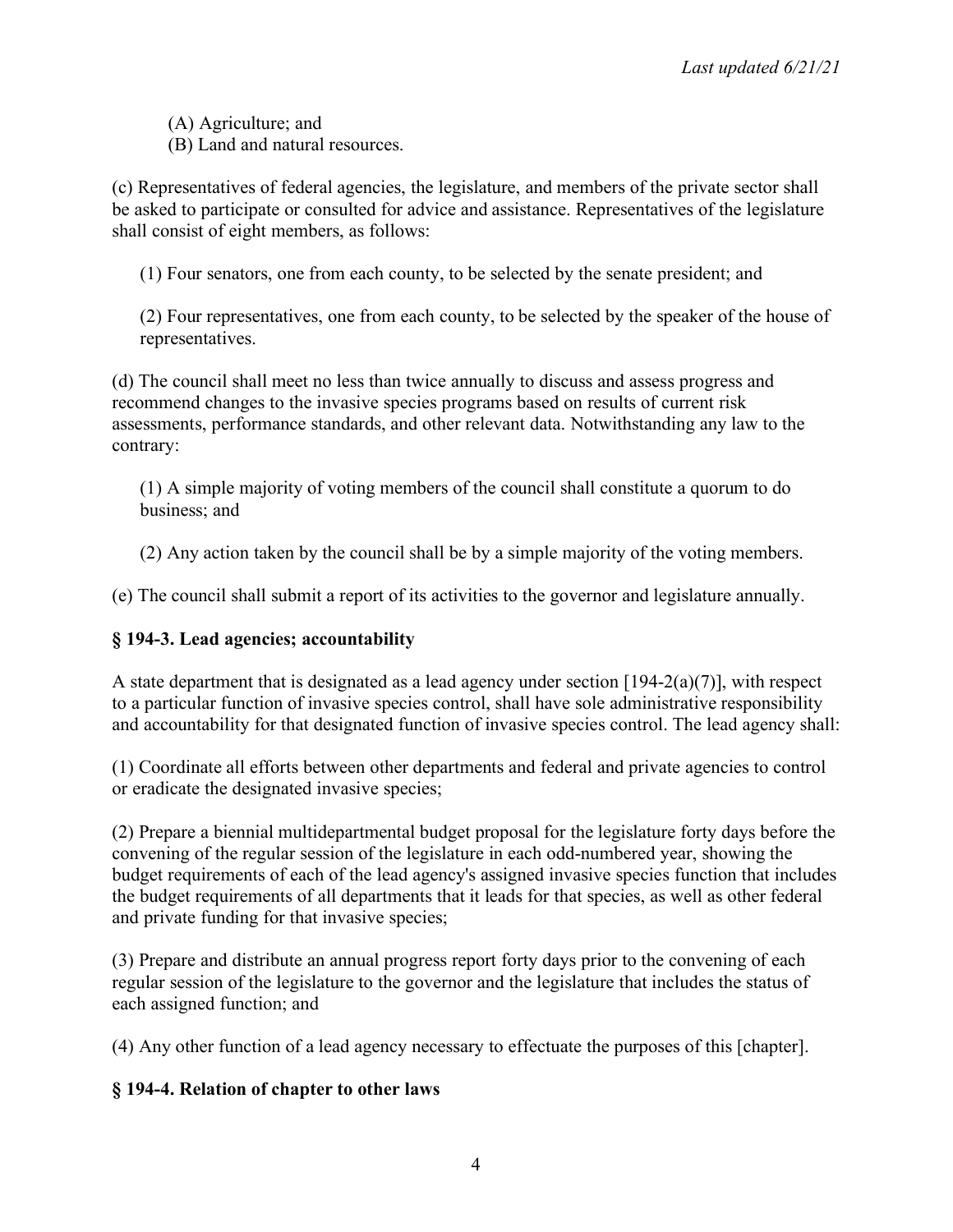(A) Agriculture; and

(B) Land and natural resources.

(c) Representatives of federal agencies, the legislature, and members of the private sector shall be asked to participate or consulted for advice and assistance. Representatives of the legislature shall consist of eight members, as follows:

(1) Four senators, one from each county, to be selected by the senate president; and

(2) Four representatives, one from each county, to be selected by the speaker of the house of representatives.

(d) The council shall meet no less than twice annually to discuss and assess progress and recommend changes to the invasive species programs based on results of current risk assessments, performance standards, and other relevant data. Notwithstanding any law to the contrary:

(1) A simple majority of voting members of the council shall constitute a quorum to do business; and

(2) Any action taken by the council shall be by a simple majority of the voting members.

(e) The council shall submit a report of its activities to the governor and legislature annually.

### § 194-3. Lead agencies; accountability

A state department that is designated as a lead agency under section [194-2(a)(7)], with respect to a particular function of invasive species control, shall have sole administrative responsibility and accountability for that designated function of invasive species control. The lead agency shall:

(1) Coordinate all efforts between other departments and federal and private agencies to control or eradicate the designated invasive species;

(2) Prepare a biennial multidepartmental budget proposal for the legislature forty days before the convening of the regular session of the legislature in each odd-numbered year, showing the budget requirements of each of the lead agency's assigned invasive species function that includes the budget requirements of all departments that it leads for that species, as well as other federal and private funding for that invasive species;

(3) Prepare and distribute an annual progress report forty days prior to the convening of each regular session of the legislature to the governor and the legislature that includes the status of each assigned function; and

(4) Any other function of a lead agency necessary to effectuate the purposes of this [chapter].

### § 194-4. Relation of chapter to other laws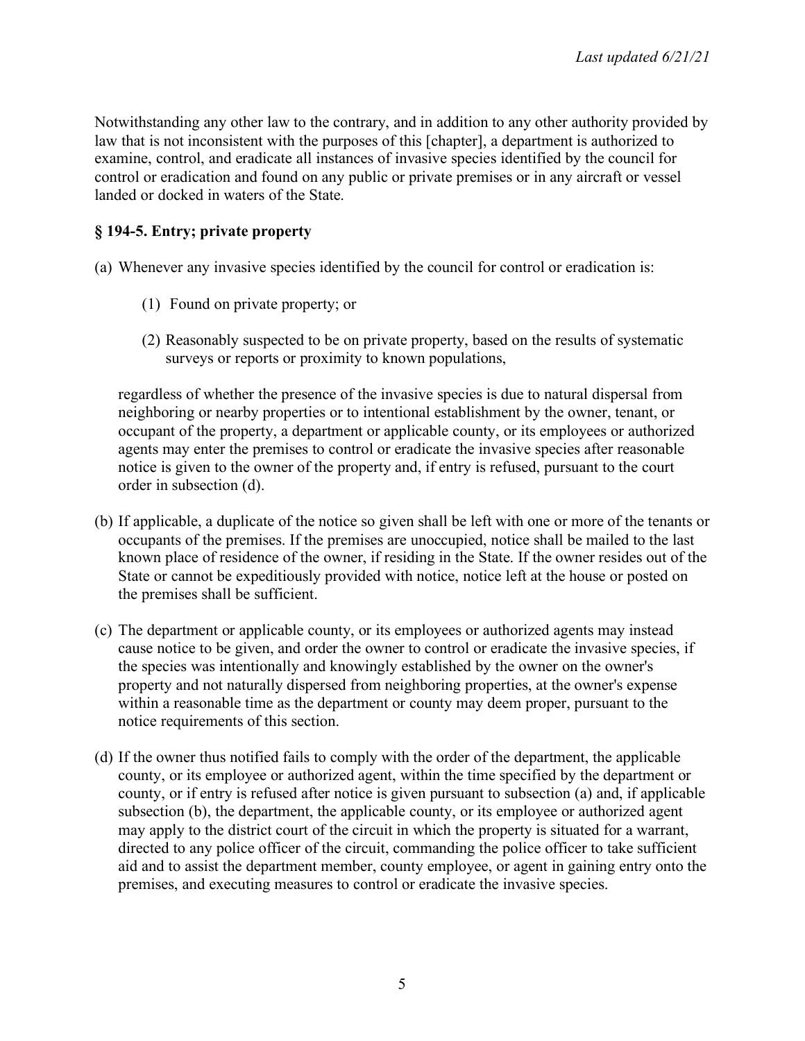Notwithstanding any other law to the contrary, and in addition to any other authority provided by law that is not inconsistent with the purposes of this [chapter], a department is authorized to examine, control, and eradicate all instances of invasive species identified by the council for control or eradication and found on any public or private premises or in any aircraft or vessel landed or docked in waters of the State.

### § 194-5. Entry; private property

(a) Whenever any invasive species identified by the council for control or eradication is:

> (1) Found on private property; or
>
> (2) Reasonably suspected to be on private property, based on the results of systematic surveys or reports or proximity to known populations,

regardless of whether the presence of the invasive species is due to natural dispersal from neighboring or nearby properties or to intentional establishment by the owner, tenant, or occupant of the property, a department or applicable county, or its employees or authorized agents may enter the premises to control or eradicate the invasive species after reasonable notice is given to the owner of the property and, if entry is refused, pursuant to the court order in subsection (d).

(b) If applicable, a duplicate of the notice so given shall be left with one or more of the tenants or occupants of the premises. If the premises are unoccupied, notice shall be mailed to the last known place of residence of the owner, if residing in the State. If the owner resides out of the State or cannot be expeditiously provided with notice, notice left at the house or posted on the premises shall be sufficient.

(c) The department or applicable county, or its employees or authorized agents may instead cause notice to be given, and order the owner to control or eradicate the invasive species, if the species was intentionally and knowingly established by the owner on the owner's property and not naturally dispersed from neighboring properties, at the owner's expense within a reasonable time as the department or county may deem proper, pursuant to the notice requirements of this section.

(d) If the owner thus notified fails to comply with the order of the department, the applicable county, or its employee or authorized agent, within the time specified by the department or county, or if entry is refused after notice is given pursuant to subsection (a) and, if applicable subsection (b), the department, the applicable county, or its employee or authorized agent may apply to the district court of the circuit in which the property is situated for a warrant, directed to any police officer of the circuit, commanding the police officer to take sufficient aid and to assist the department member, county employee, or agent in gaining entry onto the premises, and executing measures to control or eradicate the invasive species.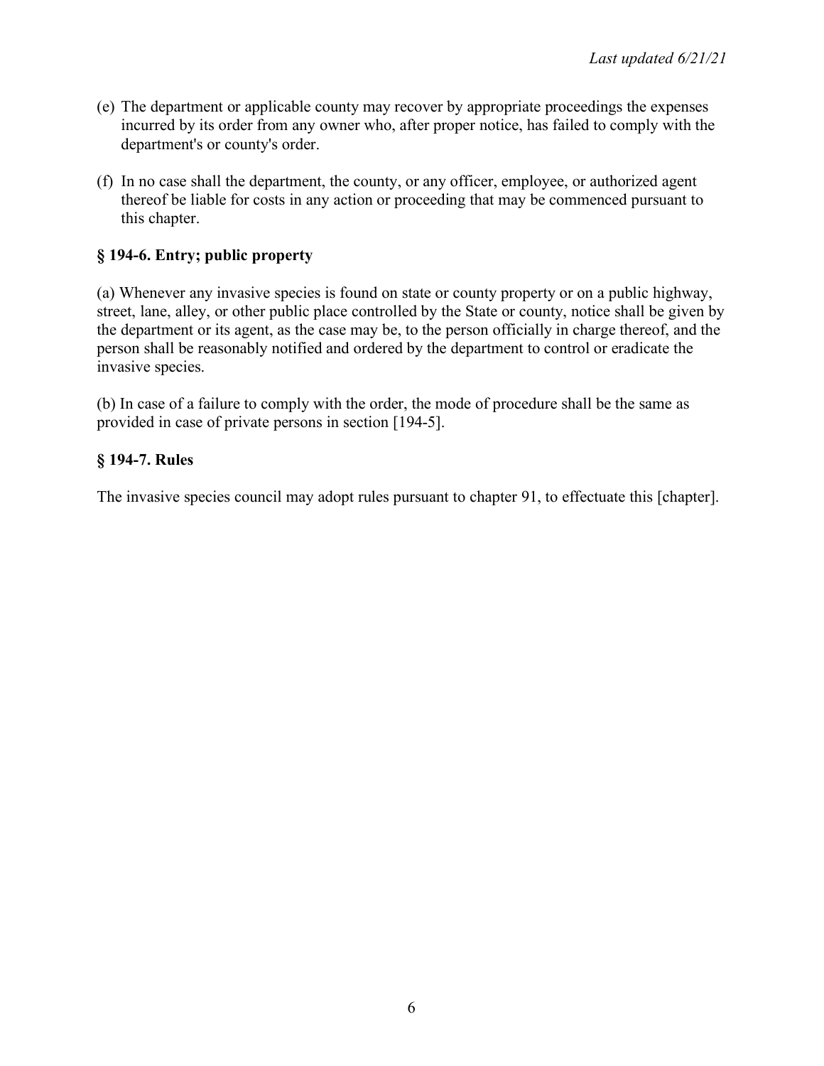(e) The department or applicable county may recover by appropriate proceedings the expenses incurred by its order from any owner who, after proper notice, has failed to comply with the department's or county's order.

(f) In no case shall the department, the county, or any officer, employee, or authorized agent thereof be liable for costs in any action or proceeding that may be commenced pursuant to this chapter.

### § 194-6. Entry; public property

(a) Whenever any invasive species is found on state or county property or on a public highway, street, lane, alley, or other public place controlled by the State or county, notice shall be given by the department or its agent, as the case may be, to the person officially in charge thereof, and the person shall be reasonably notified and ordered by the department to control or eradicate the invasive species.

(b) In case of a failure to comply with the order, the mode of procedure shall be the same as provided in case of private persons in section [194-5].

### § 194-7. Rules

The invasive species council may adopt rules pursuant to chapter 91, to effectuate this [chapter].